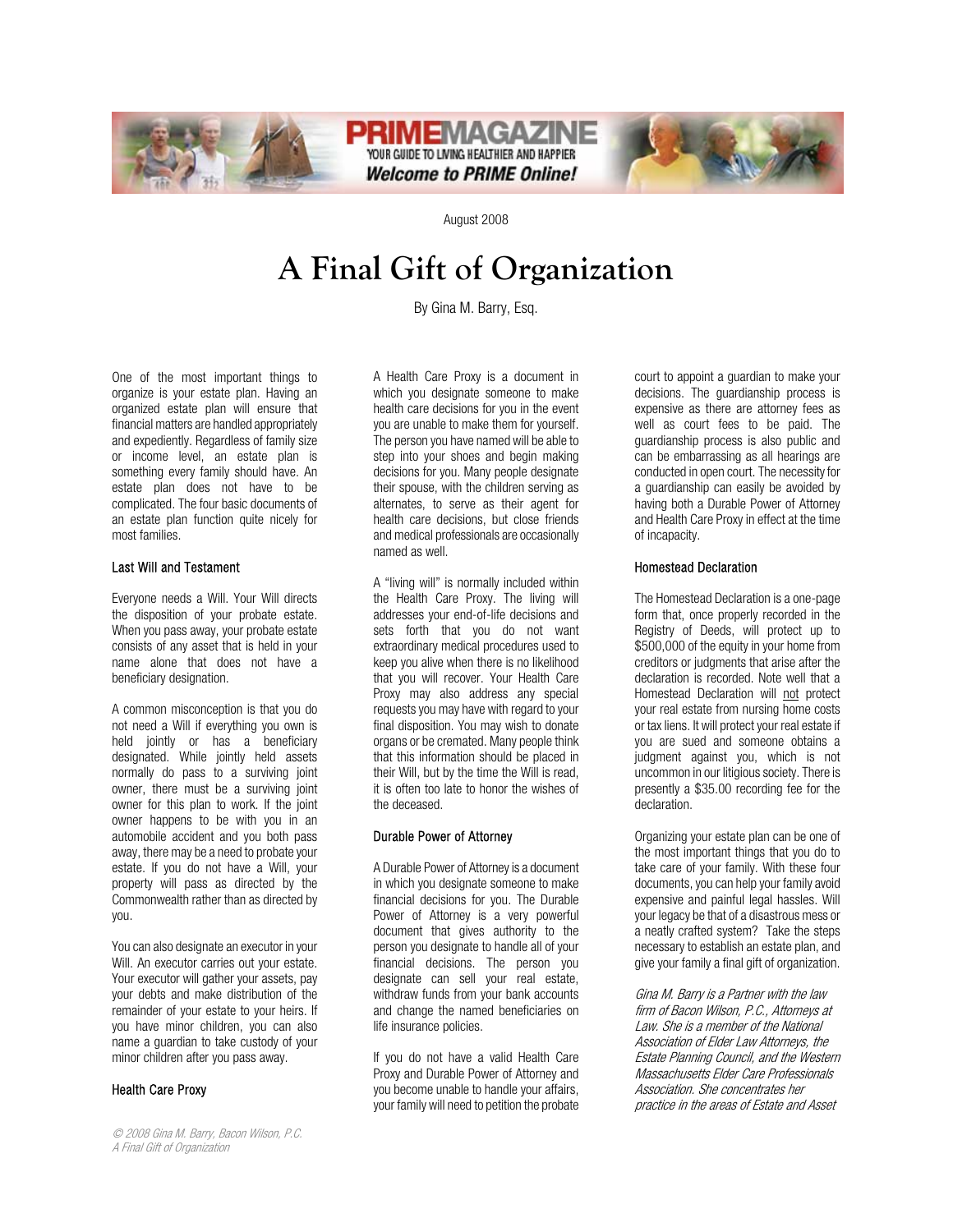PRIMEMAGAZINE
YOUR GUIDE TO LIVING HEALTHIER AND HAPPIER
*Welcome to PRIME Online!*

August 2008

# A Final Gift of Organization

By Gina M. Barry, Esq.

One of the most important things to organize is your estate plan. Having an organized estate plan will ensure that financial matters are handled appropriately and expediently. Regardless of family size or income level, an estate plan is something every family should have. An estate plan does not have to be complicated. The four basic documents of an estate plan function quite nicely for most families.

## Last Will and Testament

Everyone needs a Will. Your Will directs the disposition of your probate estate. When you pass away, your probate estate consists of any asset that is held in your name alone that does not have a beneficiary designation.

A common misconception is that you do not need a Will if everything you own is held jointly or has a beneficiary designated. While jointly held assets normally do pass to a surviving joint owner, there must be a surviving joint owner for this plan to work. If the joint owner happens to be with you in an automobile accident and you both pass away, there may be a need to probate your estate. If you do not have a Will, your property will pass as directed by the Commonwealth rather than as directed by you.

You can also designate an executor in your Will. An executor carries out your estate. Your executor will gather your assets, pay your debts and make distribution of the remainder of your estate to your heirs. If you have minor children, you can also name a guardian to take custody of your minor children after you pass away.

## Health Care Proxy

A Health Care Proxy is a document in which you designate someone to make health care decisions for you in the event you are unable to make them for yourself. The person you have named will be able to step into your shoes and begin making decisions for you. Many people designate their spouse, with the children serving as alternates, to serve as their agent for health care decisions, but close friends and medical professionals are occasionally named as well.

A "living will" is normally included within the Health Care Proxy. The living will addresses your end-of-life decisions and sets forth that you do not want extraordinary medical procedures used to keep you alive when there is no likelihood that you will recover. Your Health Care Proxy may also address any special requests you may have with regard to your final disposition. You may wish to donate organs or be cremated. Many people think that this information should be placed in their Will, but by the time the Will is read, it is often too late to honor the wishes of the deceased.

## Durable Power of Attorney

A Durable Power of Attorney is a document in which you designate someone to make financial decisions for you. The Durable Power of Attorney is a very powerful document that gives authority to the person you designate to handle all of your financial decisions. The person you designate can sell your real estate, withdraw funds from your bank accounts and change the named beneficiaries on life insurance policies.

If you do not have a valid Health Care Proxy and Durable Power of Attorney and you become unable to handle your affairs, your family will need to petition the probate court to appoint a guardian to make your decisions. The guardianship process is expensive as there are attorney fees as well as court fees to be paid. The guardianship process is also public and can be embarrassing as all hearings are conducted in open court. The necessity for a guardianship can easily be avoided by having both a Durable Power of Attorney and Health Care Proxy in effect at the time of incapacity.

## Homestead Declaration

The Homestead Declaration is a one-page form that, once properly recorded in the Registry of Deeds, will protect up to $500,000 of the equity in your home from creditors or judgments that arise after the declaration is recorded. Note well that a Homestead Declaration will <u>not</u> protect your real estate from nursing home costs or tax liens. It will protect your real estate if you are sued and someone obtains a judgment against you, which is not uncommon in our litigious society. There is presently a $35.00 recording fee for the declaration.

Organizing your estate plan can be one of the most important things that you do to take care of your family. With these four documents, you can help your family avoid expensive and painful legal hassles. Will your legacy be that of a disastrous mess or a neatly crafted system? Take the steps necessary to establish an estate plan, and give your family a final gift of organization.

*Gina M. Barry is a Partner with the law firm of Bacon Wilson, P.C., Attorneys at Law. She is a member of the National Association of Elder Law Attorneys, the Estate Planning Council, and the Western Massachusetts Elder Care Professionals Association. She concentrates her practice in the areas of Estate and Asset*

*© 2008 Gina M. Barry, Bacon Wilson, P.C.*
*A Final Gift of Organization*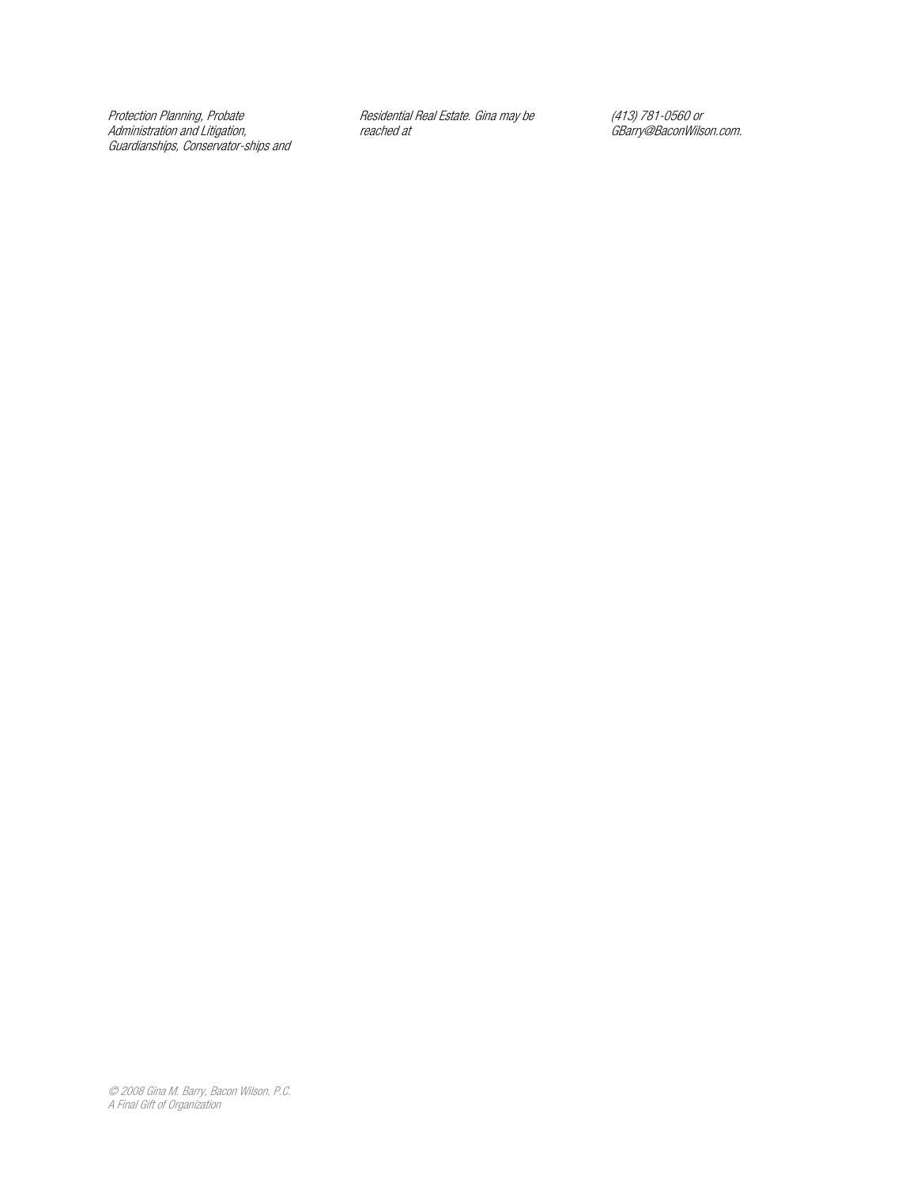*Protection Planning, Probate Administration and Litigation, Guardianships, Conservator-ships and Residential Real Estate. Gina may be reached at (413) 781-0560 or GBarry@BaconWilson.com.*

*© 2008 Gina M. Barry, Bacon Wilson, P.C.*
*A Final Gift of Organization*